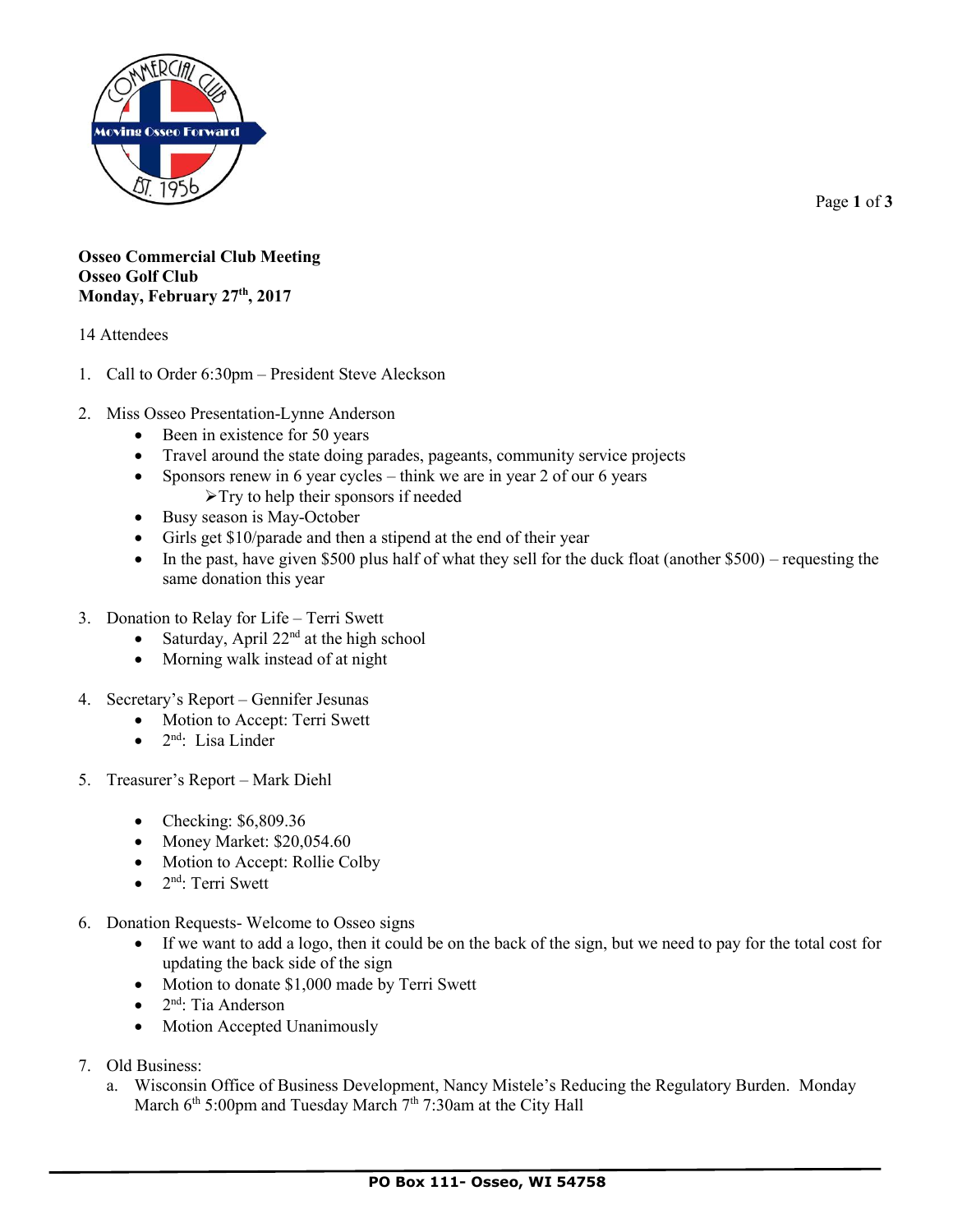**Osseo Commercial Club Meeting**
**Osseo Golf Club**
**Monday, February 27th, 2017**

14 Attendees

1. Call to Order 6:30pm – President Steve Aleckson

2. Miss Osseo Presentation-Lynne Anderson
   - Been in existence for 50 years
   - Travel around the state doing parades, pageants, community service projects
   - Sponsors renew in 6 year cycles – think we are in year 2 of our 6 years
     - Try to help their sponsors if needed
   - Busy season is May-October
   - Girls get $10/parade and then a stipend at the end of their year
   - In the past, have given $500 plus half of what they sell for the duck float (another $500) – requesting the same donation this year

3. Donation to Relay for Life – Terri Swett
   - Saturday, April 22nd at the high school
   - Morning walk instead of at night

4. Secretary's Report – Gennifer Jesunas
   - Motion to Accept: Terri Swett
   - 2nd: Lisa Linder

5. Treasurer's Report – Mark Diehl
   - Checking: $6,809.36
   - Money Market: $20,054.60
   - Motion to Accept: Rollie Colby
   - 2nd: Terri Swett

6. Donation Requests- Welcome to Osseo signs
   - If we want to add a logo, then it could be on the back of the sign, but we need to pay for the total cost for updating the back side of the sign
   - Motion to donate $1,000 made by Terri Swett
   - 2nd: Tia Anderson
   - Motion Accepted Unanimously

7. Old Business:
   a. Wisconsin Office of Business Development, Nancy Mistele's Reducing the Regulatory Burden. Monday March 6th 5:00pm and Tuesday March 7th 7:30am at the City Hall

PO Box 111- Osseo, WI 54758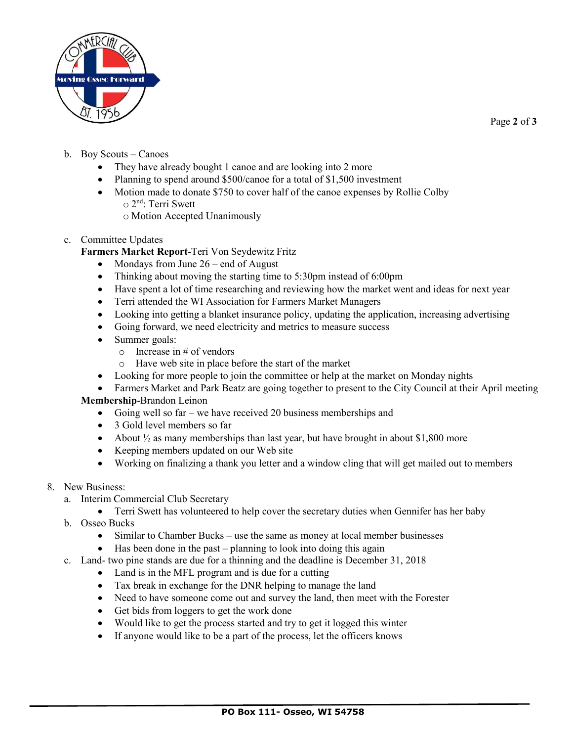b. Boy Scouts – Canoes
   - They have already bought 1 canoe and are looking into 2 more
   - Planning to spend around $500/canoe for a total of $1,500 investment
   - Motion made to donate $750 to cover half of the canoe expenses by Rollie Colby
     - 2nd: Terri Swett
     - Motion Accepted Unanimously

c. Committee Updates

   **Farmers Market Report**-Teri Von Seydewitz Fritz
   - Mondays from June 26 – end of August
   - Thinking about moving the starting time to 5:30pm instead of 6:00pm
   - Have spent a lot of time researching and reviewing how the market went and ideas for next year
   - Terri attended the WI Association for Farmers Market Managers
   - Looking into getting a blanket insurance policy, updating the application, increasing advertising
   - Going forward, we need electricity and metrics to measure success
   - Summer goals:
     - Increase in # of vendors
     - Have web site in place before the start of the market
   - Looking for more people to join the committee or help at the market on Monday nights
   - Farmers Market and Park Beatz are going together to present to the City Council at their April meeting

   **Membership**-Brandon Leinon
   - Going well so far – we have received 20 business memberships and
   - 3 Gold level members so far
   - About ½ as many memberships than last year, but have brought in about $1,800 more
   - Keeping members updated on our Web site
   - Working on finalizing a thank you letter and a window cling that will get mailed out to members

8. New Business:

   a. Interim Commercial Club Secretary
      - Terri Swett has volunteered to help cover the secretary duties when Gennifer has her baby

   b. Osseo Bucks
      - Similar to Chamber Bucks – use the same as money at local member businesses
      - Has been done in the past – planning to look into doing this again

   c. Land- two pine stands are due for a thinning and the deadline is December 31, 2018
      - Land is in the MFL program and is due for a cutting
      - Tax break in exchange for the DNR helping to manage the land
      - Need to have someone come out and survey the land, then meet with the Forester
      - Get bids from loggers to get the work done
      - Would like to get the process started and try to get it logged this winter
      - If anyone would like to be a part of the process, let the officers knows

PO Box 111- Osseo, WI 54758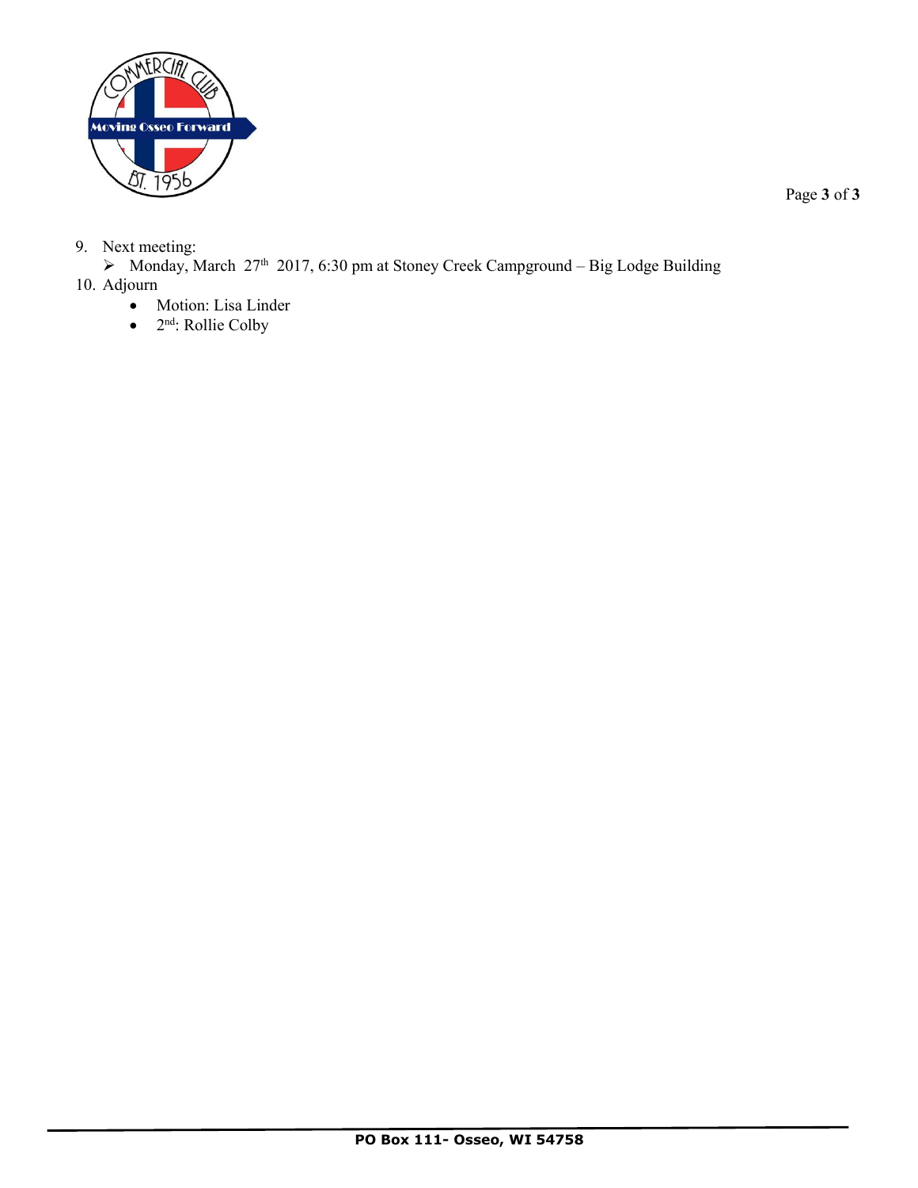9. Next meeting:
   - Monday, March 27th 2017, 6:30 pm at Stoney Creek Campground – Big Lodge Building
10. Adjourn
    - Motion: Lisa Linder
    - 2nd: Rollie Colby

PO Box 111- Osseo, WI 54758